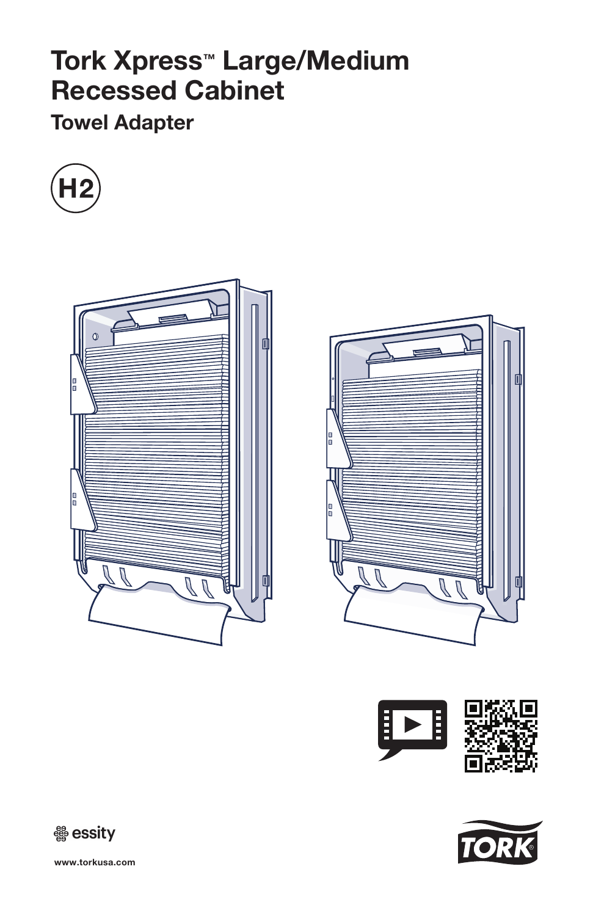# Tork Xpress™ Large/Medium Recessed Cabinet

## Towel Adapter

H2

essity

www.torkusa.com

TORK®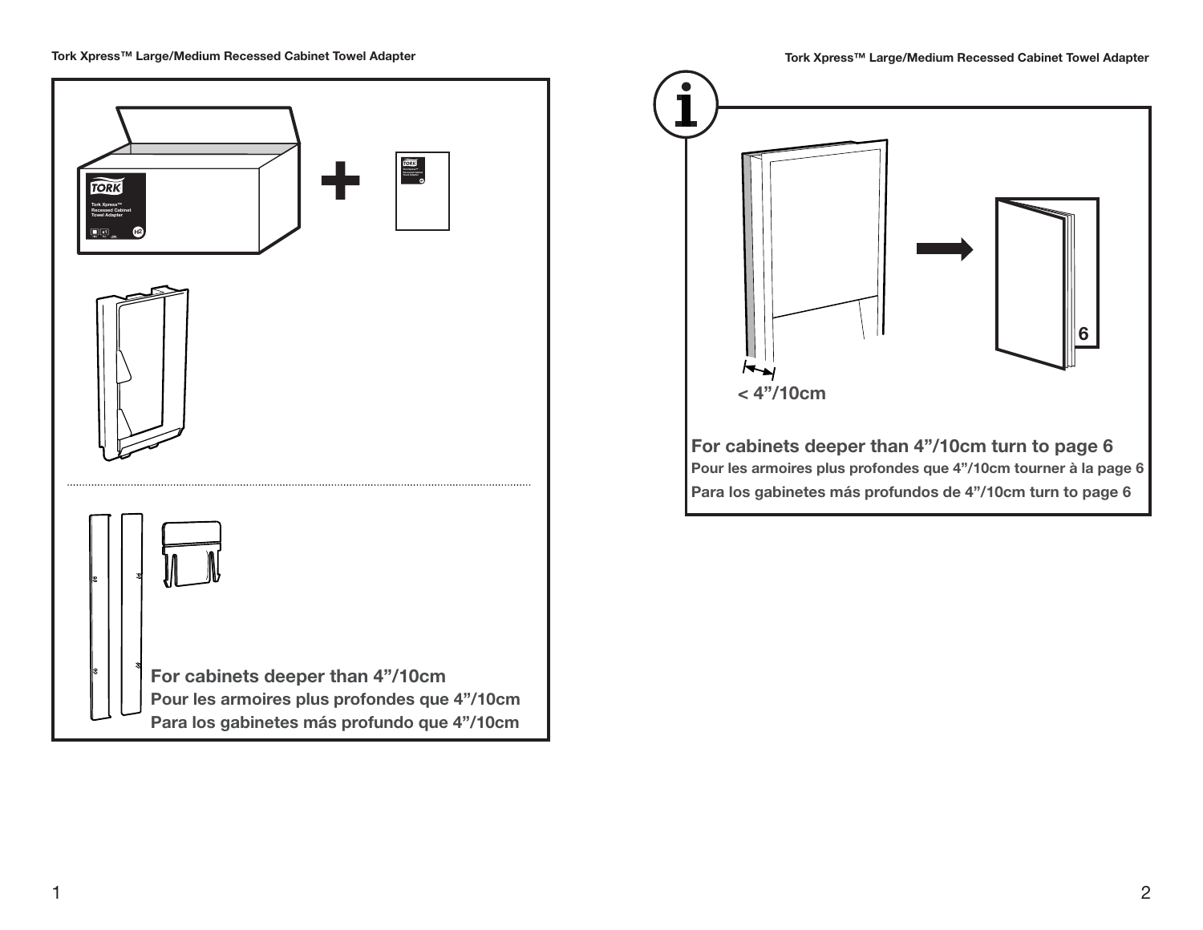For cabinets deeper than 4”/10cm

Pour les armoires plus profondes que 4”/10cm

Para los gabinetes más profundo que 4”/10cm

< 4”/10cm

6

**For cabinets deeper than 4”/10cm turn to page 6**

**Pour les armoires plus profondes que 4”/10cm tourner à la page 6**

**Para los gabinetes más profundos de 4”/10cm turn to page 6**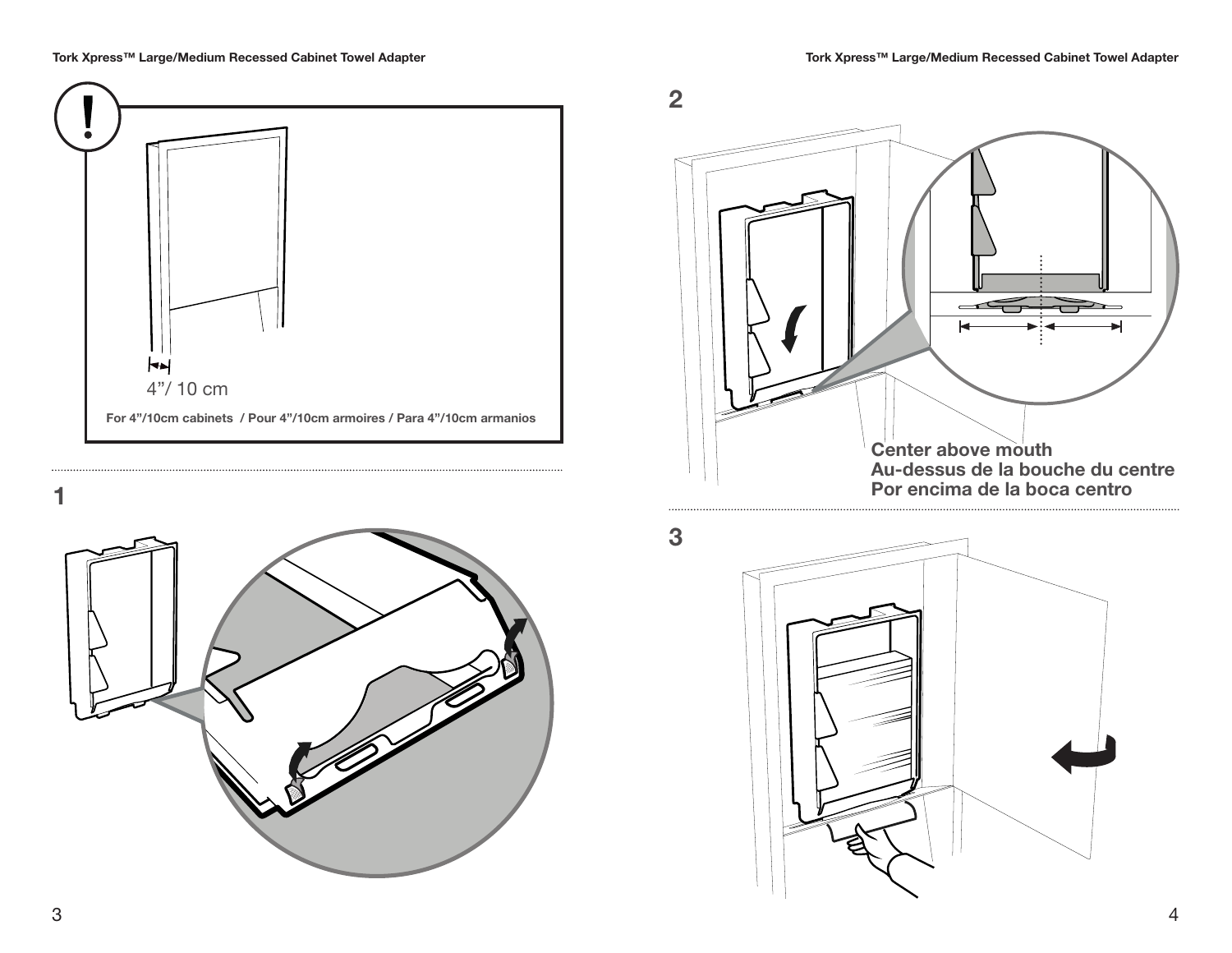4"/ 10 cm

**For 4"/10cm cabinets / Pour 4"/10cm armoires / Para 4"/10cm armanios**

## 1

## 2

**Center above mouth**
**Au-dessus de la bouche du centre**
**Por encima de la boca centro**

## 3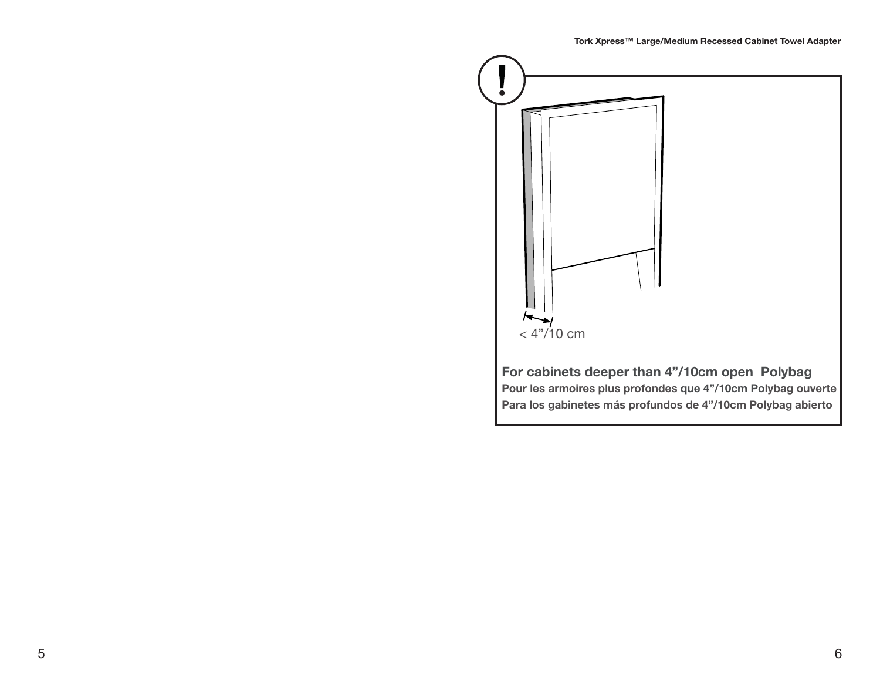< 4”/10 cm

**For cabinets deeper than 4”/10cm open  Polybag**

**Pour les armoires plus profondes que 4”/10cm Polybag ouverte**

**Para los gabinetes más profundos de 4”/10cm Polybag abierto**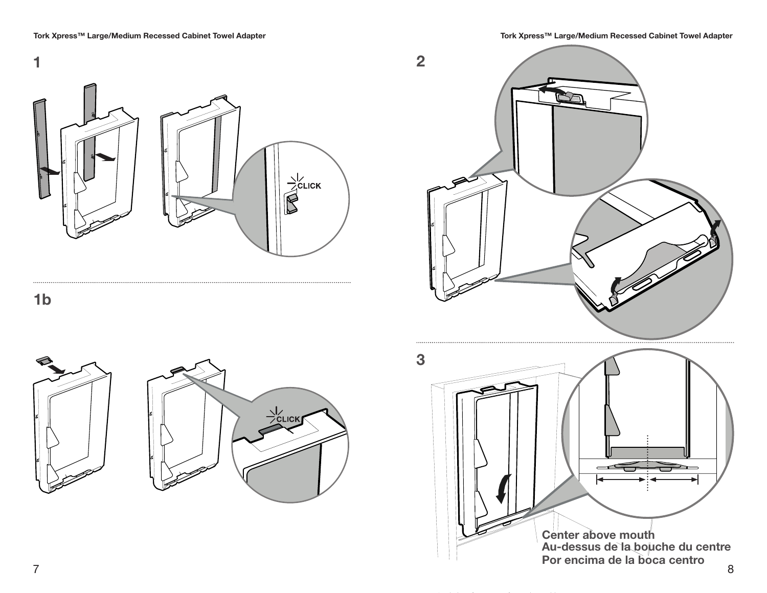## 1

CLICK

## 1b

CLICK

## 2

## 3

Center above mouth
Au-dessus de la bouche du centre
Por encima de la boca centro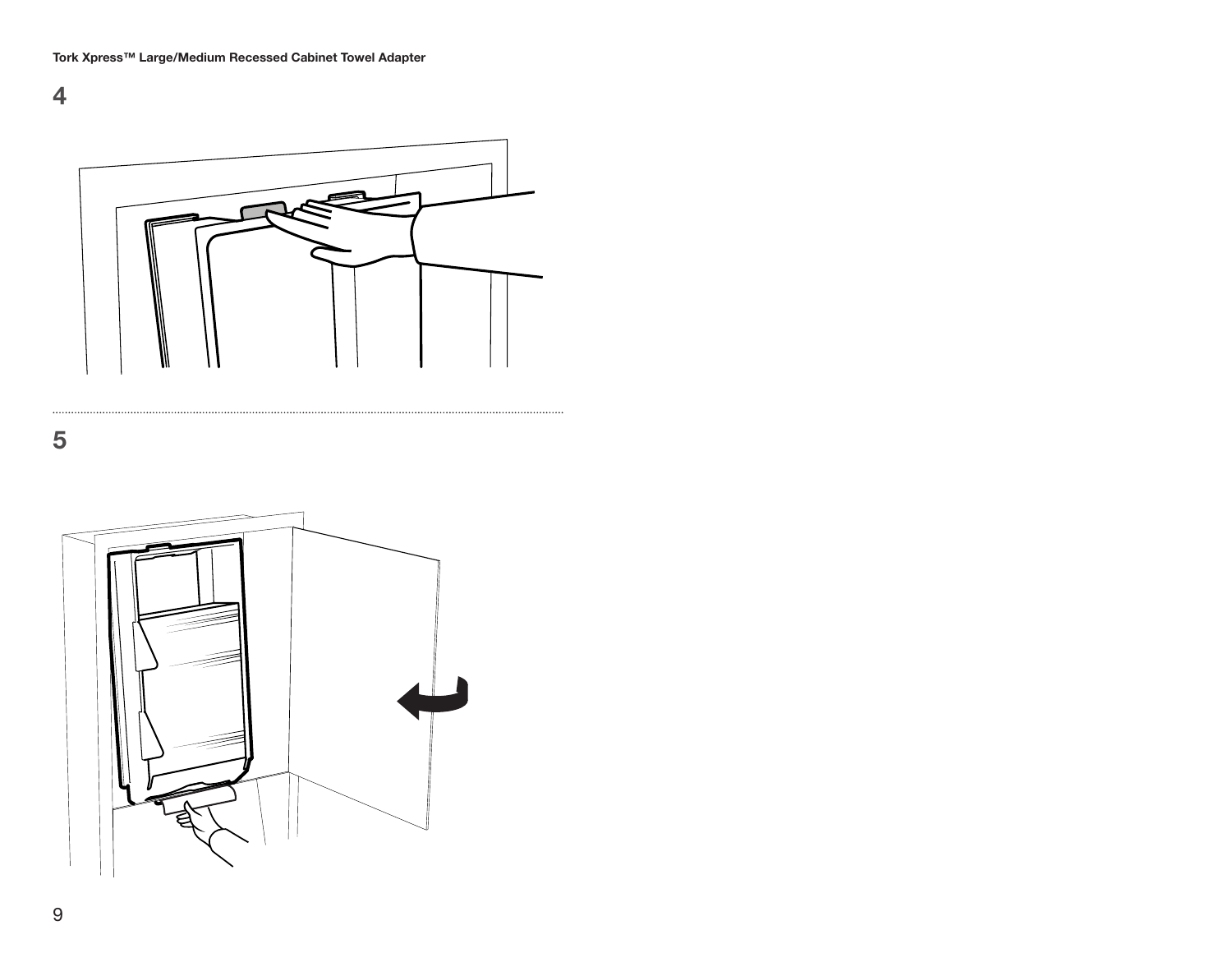4

5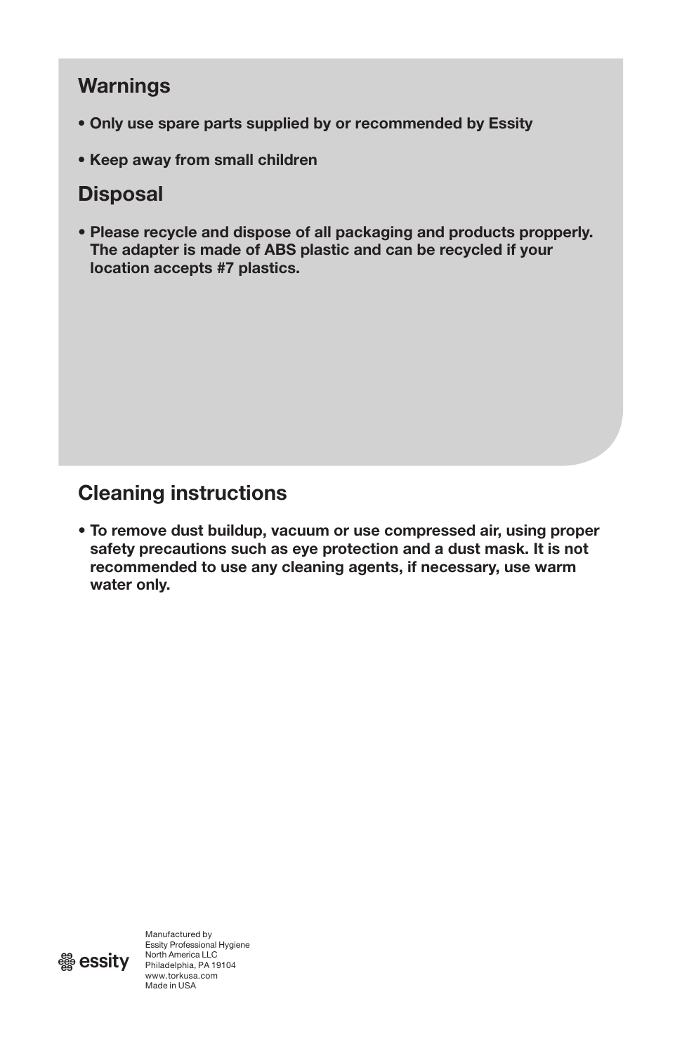## Warnings

- **Only use spare parts supplied by or recommended by Essity**
- **Keep away from small children**

## Disposal

- **Please recycle and dispose of all packaging and products propperly. The adapter is made of ABS plastic and can be recycled if your location accepts #7 plastics.**

## Cleaning instructions

- **To remove dust buildup, vacuum or use compressed air, using proper safety precautions such as eye protection and a dust mask. It is not recommended to use any cleaning agents, if necessary, use warm water only.**

essity

Manufactured by
Essity Professional Hygiene
North America LLC
Philadelphia, PA 19104
www.torkusa.com
Made in USA